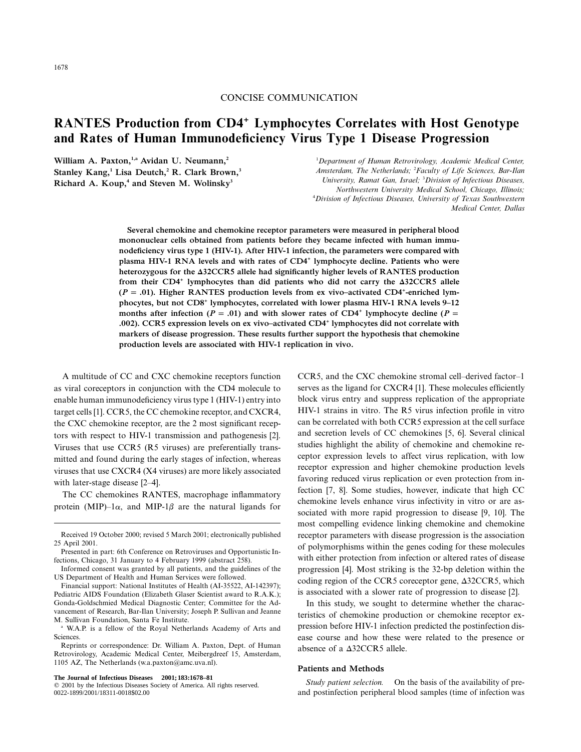CONCISE COMMUNICATION

# RANTES Production from CD4⁺ Lymphocytes Correlates with Host Genotype and Rates of Human Immunodeficiency Virus Type 1 Disease Progression

**William A. Paxton,[1,a] Avidan U. Neumann,[2] Stanley Kang,[1] Lisa Deutch,[2] R. Clark Brown,[3] Richard A. Koup,[4] and Steven M. Wolinsky[3]**

[1]Department of Human Retrovirology, Academic Medical Center, Amsterdam, The Netherlands; [2]Faculty of Life Sciences, Bar-Ilan University, Ramat Gan, Israel; [3]Division of Infectious Diseases, Northwestern University Medical School, Chicago, Illinois; [4]Division of Infectious Diseases, University of Texas Southwestern Medical Center, Dallas

**Several chemokine and chemokine receptor parameters were measured in peripheral blood mononuclear cells obtained from patients before they became infected with human immunodeficiency virus type 1 (HIV-1). After HIV-1 infection, the parameters were compared with plasma HIV-1 RNA levels and with rates of CD4⁺ lymphocyte decline. Patients who were heterozygous for the Δ32CCR5 allele had significantly higher levels of RANTES production from their CD4⁺ lymphocytes than did patients who did not carry the Δ32CCR5 allele ($P = .01$). Higher RANTES production levels from ex vivo–activated CD4⁺-enriched lymphocytes, but not CD8⁺ lymphocytes, correlated with lower plasma HIV-1 RNA levels 9–12 months after infection ($P = .01$) and with slower rates of CD4⁺ lymphocyte decline ($P = .002$). CCR5 expression levels on ex vivo–activated CD4⁺ lymphocytes did not correlate with markers of disease progression. These results further support the hypothesis that chemokine production levels are associated with HIV-1 replication in vivo.**

A multitude of CC and CXC chemokine receptors function as viral coreceptors in conjunction with the CD4 molecule to enable human immunodeficiency virus type 1 (HIV-1) entry into target cells [1]. CCR5, the CC chemokine receptor, and CXCR4, the CXC chemokine receptor, are the 2 most significant receptors with respect to HIV-1 transmission and pathogenesis [2]. Viruses that use CCR5 (R5 viruses) are preferentially transmitted and found during the early stages of infection, whereas viruses that use CXCR4 (X4 viruses) are more likely associated with later-stage disease [2–4].

The CC chemokines RANTES, macrophage inflammatory protein (MIP)–1α, and MIP-1β are the natural ligands for CCR5, and the CXC chemokine stromal cell–derived factor–1 serves as the ligand for CXCR4 [1]. These molecules efficiently block virus entry and suppress replication of the appropriate HIV-1 strains in vitro. The R5 virus infection profile in vitro can be correlated with both CCR5 expression at the cell surface and secretion levels of CC chemokines [5, 6]. Several clinical studies highlight the ability of chemokine and chemokine receptor expression levels to affect virus replication, with low receptor expression and higher chemokine production levels favoring reduced virus replication or even protection from infection [7, 8]. Some studies, however, indicate that high CC chemokine levels enhance virus infectivity in vitro or are associated with more rapid progression to disease [9, 10]. The most compelling evidence linking chemokine and chemokine receptor parameters with disease progression is the association of polymorphisms within the genes coding for these molecules with either protection from infection or altered rates of disease progression [4]. Most striking is the 32-bp deletion within the coding region of the CCR5 coreceptor gene, Δ32CCR5, which is associated with a slower rate of progression to disease [2].

In this study, we sought to determine whether the characteristics of chemokine production or chemokine receptor expression before HIV-1 infection predicted the postinfection disease course and how these were related to the presence or absence of a Δ32CCR5 allele.

## Patients and Methods

*Study patient selection.* On the basis of the availability of pre- and postinfection peripheral blood samples (time of infection was

Received 19 October 2000; revised 5 March 2001; electronically published 25 April 2001.

Presented in part: 6th Conference on Retroviruses and Opportunistic Infections, Chicago, 31 January to 4 February 1999 (abstract 258).

Informed consent was granted by all patients, and the guidelines of the US Department of Health and Human Services were followed.

Financial support: National Institutes of Health (AI-35522, AI-142397); Pediatric AIDS Foundation (Elizabeth Glaser Scientist award to R.A.K.); Gonda-Goldschmied Medical Diagnostic Center; Committee for the Advancement of Research, Bar-Ilan University; Joseph P. Sullivan and Jeanne M. Sullivan Foundation, Santa Fe Institute.

[a] W.A.P. is a fellow of the Royal Netherlands Academy of Arts and Sciences.

Reprints or correspondence: Dr. William A. Paxton, Dept. of Human Retrovirology, Academic Medical Center, Meibergdreef 15, Amsterdam, 1105 AZ, The Netherlands (w.a.paxton@amc.uva.nl).

© 2001 by the Infectious Diseases Society of America. All rights reserved. 0022-1899/2001/18311-0018$02.00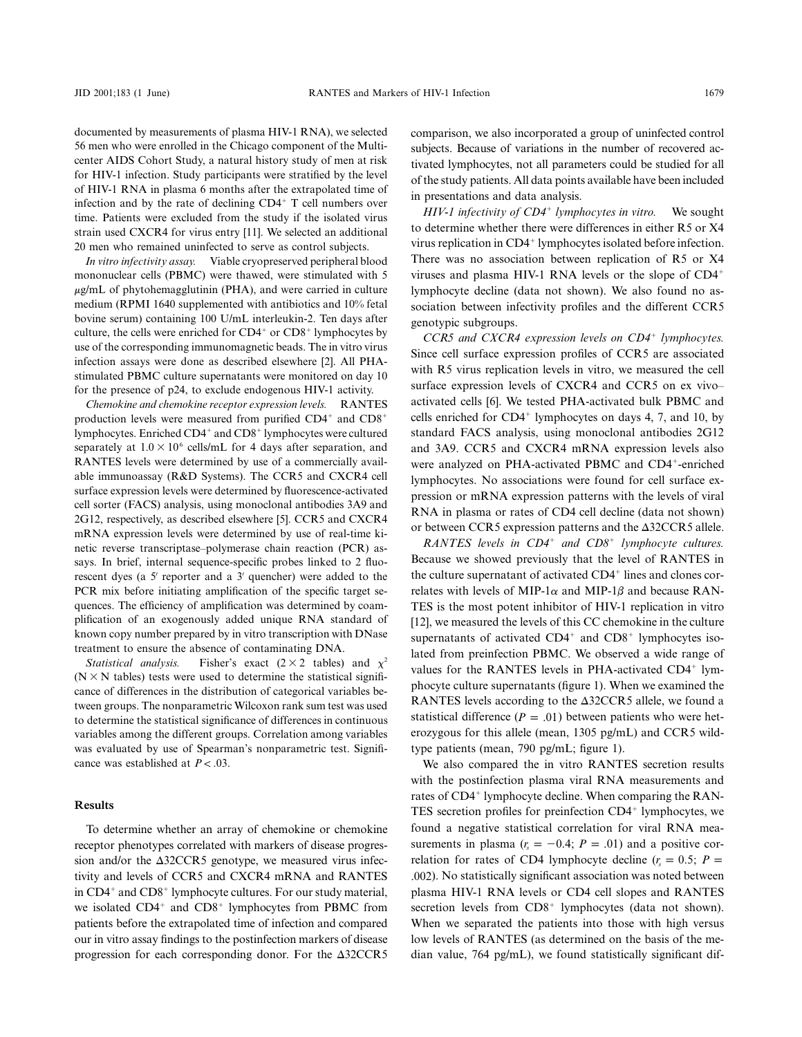documented by measurements of plasma HIV-1 RNA), we selected 56 men who were enrolled in the Chicago component of the Multicenter AIDS Cohort Study, a natural history study of men at risk for HIV-1 infection. Study participants were stratified by the level of HIV-1 RNA in plasma 6 months after the extrapolated time of infection and by the rate of declining $CD4^+$ T cell numbers over time. Patients were excluded from the study if the isolated virus strain used CXCR4 for virus entry [11]. We selected an additional 20 men who remained uninfected to serve as control subjects.

*In vitro infectivity assay.* Viable cryopreserved peripheral blood mononuclear cells (PBMC) were thawed, were stimulated with 5 $\mu$g/mL of phytohemagglutinin (PHA), and were carried in culture medium (RPMI 1640 supplemented with antibiotics and 10% fetal bovine serum) containing 100 U/mL interleukin-2. Ten days after culture, the cells were enriched for $CD4^+$ or $CD8^+$ lymphocytes by use of the corresponding immunomagnetic beads. The in vitro virus infection assays were done as described elsewhere [2]. All PHA-stimulated PBMC culture supernatants were monitored on day 10 for the presence of p24, to exclude endogenous HIV-1 activity.

*Chemokine and chemokine receptor expression levels.* RANTES production levels were measured from purified $CD4^+$ and $CD8^+$ lymphocytes. Enriched $CD4^+$ and $CD8^+$ lymphocytes were cultured separately at $1.0 \times 10^6$ cells/mL for 4 days after separation, and RANTES levels were determined by use of a commercially available immunoassay (R&D Systems). The CCR5 and CXCR4 cell surface expression levels were determined by fluorescence-activated cell sorter (FACS) analysis, using monoclonal antibodies 3A9 and 2G12, respectively, as described elsewhere [5]. CCR5 and CXCR4 mRNA expression levels were determined by use of real-time kinetic reverse transcriptase–polymerase chain reaction (PCR) assays. In brief, internal sequence-specific probes linked to 2 fluorescent dyes (a 5′ reporter and a 3′ quencher) were added to the PCR mix before initiating amplification of the specific target sequences. The efficiency of amplification was determined by coamplification of an exogenously added unique RNA standard of known copy number prepared by in vitro transcription with DNase treatment to ensure the absence of contaminating DNA.

*Statistical analysis.* Fisher's exact ($2 \times 2$ tables) and $\chi^2$ ($N \times N$ tables) tests were used to determine the statistical significance of differences in the distribution of categorical variables between groups. The nonparametric Wilcoxon rank sum test was used to determine the statistical significance of differences in continuous variables among the different groups. Correlation among variables was evaluated by use of Spearman's nonparametric test. Significance was established at $P < .03$.

## Results

To determine whether an array of chemokine or chemokine receptor phenotypes correlated with markers of disease progression and/or the Δ32CCR5 genotype, we measured virus infectivity and levels of CCR5 and CXCR4 mRNA and RANTES in $CD4^+$ and $CD8^+$ lymphocyte cultures. For our study material, we isolated $CD4^+$ and $CD8^+$ lymphocytes from PBMC from patients before the extrapolated time of infection and compared our in vitro assay findings to the postinfection markers of disease progression for each corresponding donor. For the Δ32CCR5 comparison, we also incorporated a group of uninfected control subjects. Because of variations in the number of recovered activated lymphocytes, not all parameters could be studied for all of the study patients. All data points available have been included in presentations and data analysis.

*HIV-1 infectivity of $CD4^+$ lymphocytes in vitro.* We sought to determine whether there were differences in either R5 or X4 virus replication in $CD4^+$ lymphocytes isolated before infection. There was no association between replication of R5 or X4 viruses and plasma HIV-1 RNA levels or the slope of $CD4^+$ lymphocyte decline (data not shown). We also found no association between infectivity profiles and the different CCR5 genotypic subgroups.

*CCR5 and CXCR4 expression levels on $CD4^+$ lymphocytes.* Since cell surface expression profiles of CCR5 are associated with R5 virus replication levels in vitro, we measured the cell surface expression levels of CXCR4 and CCR5 on ex vivo–activated cells [6]. We tested PHA-activated bulk PBMC and cells enriched for $CD4^+$ lymphocytes on days 4, 7, and 10, by standard FACS analysis, using monoclonal antibodies 2G12 and 3A9. CCR5 and CXCR4 mRNA expression levels also were analyzed on PHA-activated PBMC and $CD4^+$-enriched lymphocytes. No associations were found for cell surface expression or mRNA expression patterns with the levels of viral RNA in plasma or rates of CD4 cell decline (data not shown) or between CCR5 expression patterns and the Δ32CCR5 allele.

*RANTES levels in $CD4^+$ and $CD8^+$ lymphocyte cultures.* Because we showed previously that the level of RANTES in the culture supernatant of activated $CD4^+$ lines and clones correlates with levels of MIP-1$\alpha$ and MIP-1$\beta$ and because RANTES is the most potent inhibitor of HIV-1 replication in vitro [12], we measured the levels of this CC chemokine in the culture supernatants of activated $CD4^+$ and $CD8^+$ lymphocytes isolated from preinfection PBMC. We observed a wide range of values for the RANTES levels in PHA-activated $CD4^+$ lymphocyte culture supernatants (figure 1). When we examined the RANTES levels according to the Δ32CCR5 allele, we found a statistical difference ($P = .01$) between patients who were heterozygous for this allele (mean, 1305 pg/mL) and CCR5 wild-type patients (mean, 790 pg/mL; figure 1).

We also compared the in vitro RANTES secretion results with the postinfection plasma viral RNA measurements and rates of $CD4^+$ lymphocyte decline. When comparing the RANTES secretion profiles for preinfection $CD4^+$ lymphocytes, we found a negative statistical correlation for viral RNA measurements in plasma ($r_s = -0.4$; $P = .01$) and a positive correlation for rates of CD4 lymphocyte decline ($r_s = 0.5$; $P = .002$). No statistically significant association was noted between plasma HIV-1 RNA levels or CD4 cell slopes and RANTES secretion levels from $CD8^+$ lymphocytes (data not shown). When we separated the patients into those with high versus low levels of RANTES (as determined on the basis of the median value, 764 pg/mL), we found statistically significant dif-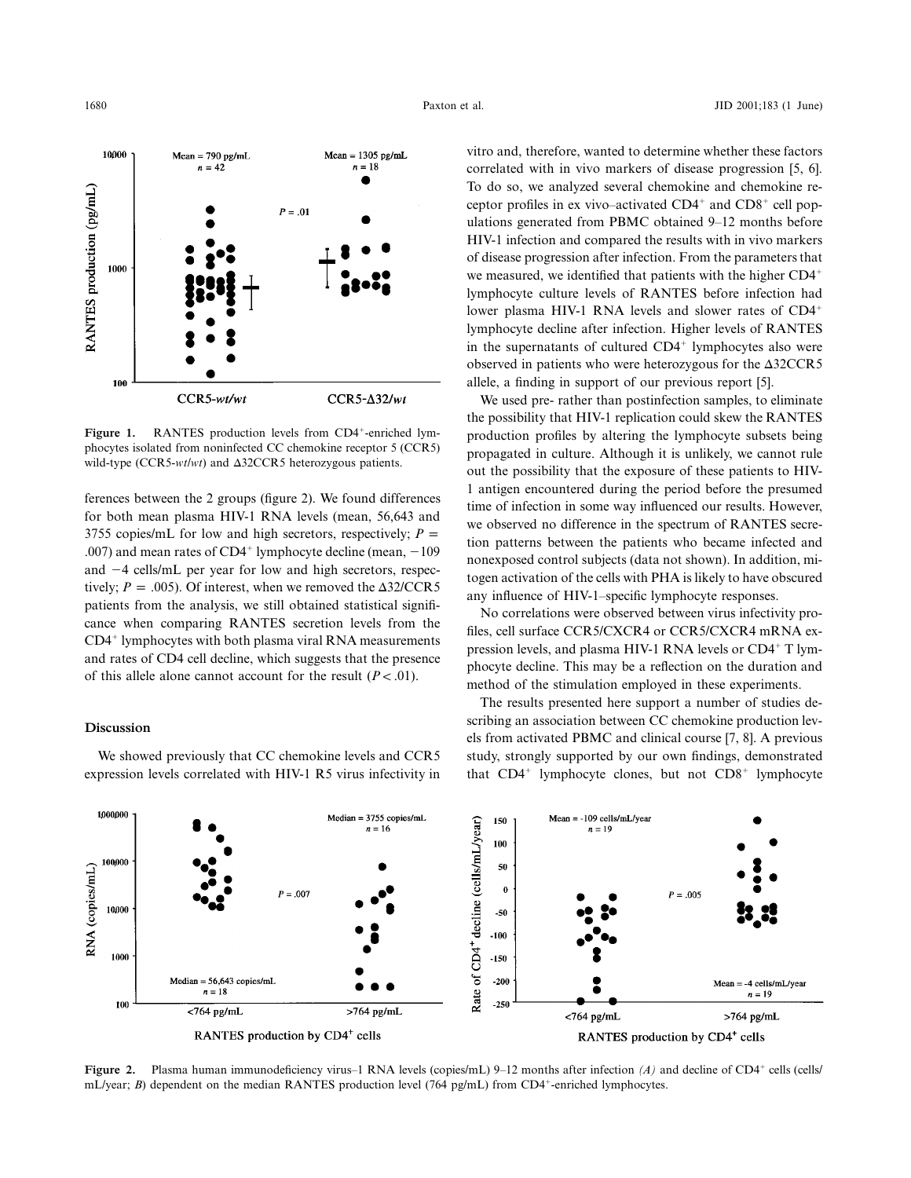Figure 1. RANTES production levels from CD4$^+$-enriched lymphocytes isolated from noninfected CC chemokine receptor 5 (CCR5) wild-type (CCR5-*wt*/*wt*) and Δ32CCR5 heterozygous patients.

ferences between the 2 groups (figure 2). We found differences for both mean plasma HIV-1 RNA levels (mean, 56,643 and 3755 copies/mL for low and high secretors, respectively; $P = .007$) and mean rates of CD4$^+$ lymphocyte decline (mean, $-109$ and $-4$ cells/mL per year for low and high secretors, respectively; $P = .005$). Of interest, when we removed the Δ32/CCR5 patients from the analysis, we still obtained statistical significance when comparing RANTES secretion levels from the CD4$^+$ lymphocytes with both plasma viral RNA measurements and rates of CD4 cell decline, which suggests that the presence of this allele alone cannot account for the result ($P < .01$).

## Discussion

We showed previously that CC chemokine levels and CCR5 expression levels correlated with HIV-1 R5 virus infectivity in vitro and, therefore, wanted to determine whether these factors correlated with in vivo markers of disease progression [5, 6]. To do so, we analyzed several chemokine and chemokine receptor profiles in ex vivo–activated CD4$^+$ and CD8$^+$ cell populations generated from PBMC obtained 9–12 months before HIV-1 infection and compared the results with in vivo markers of disease progression after infection. From the parameters that we measured, we identified that patients with the higher CD4$^+$ lymphocyte culture levels of RANTES before infection had lower plasma HIV-1 RNA levels and slower rates of CD4$^+$ lymphocyte decline after infection. Higher levels of RANTES in the supernatants of cultured CD4$^+$ lymphocytes also were observed in patients who were heterozygous for the Δ32CCR5 allele, a finding in support of our previous report [5].

We used pre- rather than postinfection samples, to eliminate the possibility that HIV-1 replication could skew the RANTES production profiles by altering the lymphocyte subsets being propagated in culture. Although it is unlikely, we cannot rule out the possibility that the exposure of these patients to HIV-1 antigen encountered during the period before the presumed time of infection in some way influenced our results. However, we observed no difference in the spectrum of RANTES secretion patterns between the patients who became infected and nonexposed control subjects (data not shown). In addition, mitogen activation of the cells with PHA is likely to have obscured any influence of HIV-1–specific lymphocyte responses.

No correlations were observed between virus infectivity profiles, cell surface CCR5/CXCR4 or CCR5/CXCR4 mRNA expression levels, and plasma HIV-1 RNA levels or CD4$^+$ T lymphocyte decline. This may be a reflection on the duration and method of the stimulation employed in these experiments.

The results presented here support a number of studies describing an association between CC chemokine production levels from activated PBMC and clinical course [7, 8]. A previous study, strongly supported by our own findings, demonstrated that CD4$^+$ lymphocyte clones, but not CD8$^+$ lymphocyte

Figure 2. Plasma human immunodeficiency virus–1 RNA levels (copies/mL) 9–12 months after infection *(A)* and decline of CD4$^+$ cells (cells/mL/year; *B*) dependent on the median RANTES production level (764 pg/mL) from CD4$^+$-enriched lymphocytes.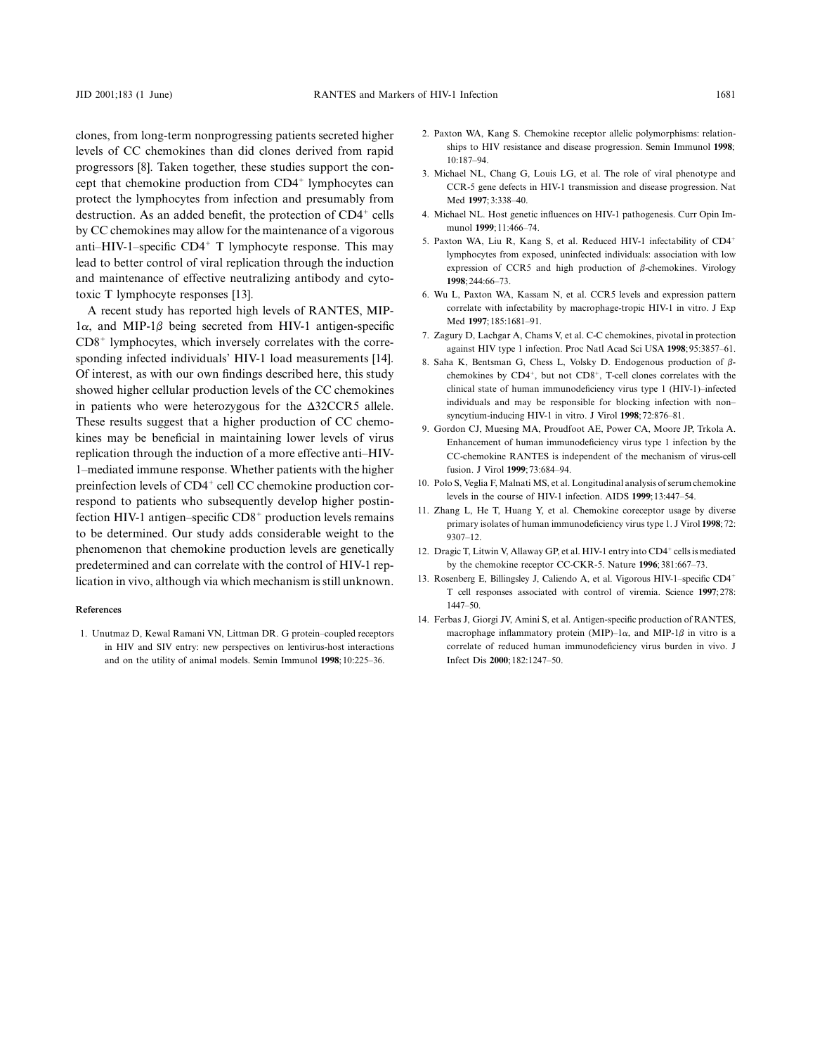clones, from long-term nonprogressing patients secreted higher levels of CC chemokines than did clones derived from rapid progressors [8]. Taken together, these studies support the concept that chemokine production from $CD4^+$ lymphocytes can protect the lymphocytes from infection and presumably from destruction. As an added benefit, the protection of $CD4^+$ cells by CC chemokines may allow for the maintenance of a vigorous anti–HIV-1–specific $CD4^+$ T lymphocyte response. This may lead to better control of viral replication through the induction and maintenance of effective neutralizing antibody and cytotoxic T lymphocyte responses [13].

A recent study has reported high levels of RANTES, MIP-1$\alpha$, and MIP-1$\beta$ being secreted from HIV-1 antigen-specific $CD8^+$ lymphocytes, which inversely correlates with the corresponding infected individuals' HIV-1 load measurements [14]. Of interest, as with our own findings described here, this study showed higher cellular production levels of the CC chemokines in patients who were heterozygous for the $\Delta$32CCR5 allele. These results suggest that a higher production of CC chemokines may be beneficial in maintaining lower levels of virus replication through the induction of a more effective anti–HIV-1–mediated immune response. Whether patients with the higher preinfection levels of $CD4^+$ cell CC chemokine production correspond to patients who subsequently develop higher postinfection HIV-1 antigen–specific $CD8^+$ production levels remains to be determined. Our study adds considerable weight to the phenomenon that chemokine production levels are genetically predetermined and can correlate with the control of HIV-1 replication in vivo, although via which mechanism is still unknown.

#### References

1. Unutmaz D, Kewal Ramani VN, Littman DR. G protein–coupled receptors in HIV and SIV entry: new perspectives on lentivirus-host interactions and on the utility of animal models. Semin Immunol **1998**; 10:225–36.
2. Paxton WA, Kang S. Chemokine receptor allelic polymorphisms: relationships to HIV resistance and disease progression. Semin Immunol **1998**; 10:187–94.
3. Michael NL, Chang G, Louis LG, et al. The role of viral phenotype and CCR-5 gene defects in HIV-1 transmission and disease progression. Nat Med **1997**; 3:338–40.
4. Michael NL. Host genetic influences on HIV-1 pathogenesis. Curr Opin Immunol **1999**; 11:466–74.
5. Paxton WA, Liu R, Kang S, et al. Reduced HIV-1 infectability of $CD4^+$ lymphocytes from exposed, uninfected individuals: association with low expression of CCR5 and high production of $\beta$-chemokines. Virology **1998**; 244:66–73.
6. Wu L, Paxton WA, Kassam N, et al. CCR5 levels and expression pattern correlate with infectability by macrophage-tropic HIV-1 in vitro. J Exp Med **1997**; 185:1681–91.
7. Zagury D, Lachgar A, Chams V, et al. C-C chemokines, pivotal in protection against HIV type 1 infection. Proc Natl Acad Sci USA **1998**; 95:3857–61.
8. Saha K, Bentsman G, Chess L, Volsky D. Endogenous production of $\beta$-chemokines by $CD4^+$, but not $CD8^+$, T-cell clones correlates with the clinical state of human immunodeficiency virus type 1 (HIV-1)–infected individuals and may be responsible for blocking infection with non–syncytium-inducing HIV-1 in vitro. J Virol **1998**; 72:876–81.
9. Gordon CJ, Muesing MA, Proudfoot AE, Power CA, Moore JP, Trkola A. Enhancement of human immunodeficiency virus type 1 infection by the CC-chemokine RANTES is independent of the mechanism of virus-cell fusion. J Virol **1999**; 73:684–94.
10. Polo S, Veglia F, Malnati MS, et al. Longitudinal analysis of serum chemokine levels in the course of HIV-1 infection. AIDS **1999**; 13:447–54.
11. Zhang L, He T, Huang Y, et al. Chemokine coreceptor usage by diverse primary isolates of human immunodeficiency virus type 1. J Virol **1998**; 72:9307–12.
12. Dragic T, Litwin V, Allaway GP, et al. HIV-1 entry into $CD4^+$ cells is mediated by the chemokine receptor CC-CKR-5. Nature **1996**; 381:667–73.
13. Rosenberg E, Billingsley J, Caliendo A, et al. Vigorous HIV-1–specific $CD4^+$ T cell responses associated with control of viremia. Science **1997**; 278:1447–50.
14. Ferbas J, Giorgi JV, Amini S, et al. Antigen-specific production of RANTES, macrophage inflammatory protein (MIP)–1$\alpha$, and MIP-1$\beta$ in vitro is a correlate of reduced human immunodeficiency virus burden in vivo. J Infect Dis **2000**; 182:1247–50.